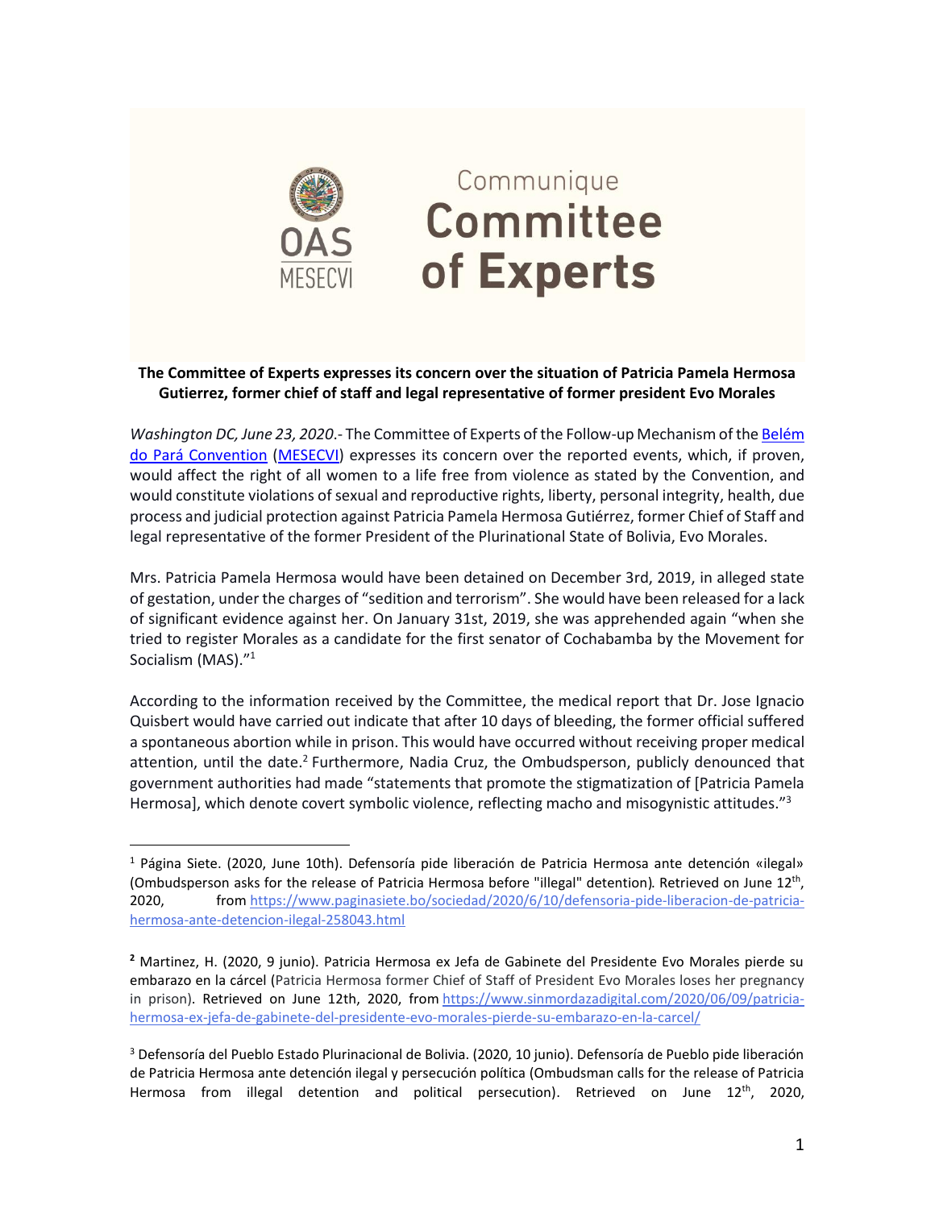# Communique Committee of Experts

OAS MESECVI

**The Committee of Experts expresses its concern over the situation of Patricia Pamela Hermosa Gutierrez, former chief of staff and legal representative of former president Evo Morales**

*Washington DC, June 23, 2020*.- The Committee of Experts of the Follow-up Mechanism of the [Belém do Pará Convention](#) ([MESECVI](#)) expresses its concern over the reported events, which, if proven, would affect the right of all women to a life free from violence as stated by the Convention, and would constitute violations of sexual and reproductive rights, liberty, personal integrity, health, due process and judicial protection against Patricia Pamela Hermosa Gutiérrez, former Chief of Staff and legal representative of the former President of the Plurinational State of Bolivia, Evo Morales.

Mrs. Patricia Pamela Hermosa would have been detained on December 3rd, 2019, in alleged state of gestation, under the charges of "sedition and terrorism". She would have been released for a lack of significant evidence against her. On January 31st, 2019, she was apprehended again "when she tried to register Morales as a candidate for the first senator of Cochabamba by the Movement for Socialism (MAS)."[1]

According to the information received by the Committee, the medical report that Dr. Jose Ignacio Quisbert would have carried out indicate that after 10 days of bleeding, the former official suffered a spontaneous abortion while in prison. This would have occurred without receiving proper medical attention, until the date.[2] Furthermore, Nadia Cruz, the Ombudsperson, publicly denounced that government authorities had made "statements that promote the stigmatization of [Patricia Pamela Hermosa], which denote covert symbolic violence, reflecting macho and misogynistic attitudes."[3]

---

[1] Página Siete. (2020, June 10th). Defensoría pide liberación de Patricia Hermosa ante detención «ilegal» (Ombudsperson asks for the release of Patricia Hermosa before "illegal" detention). Retrieved on June 12th, 2020, from https://www.paginasiete.bo/sociedad/2020/6/10/defensoria-pide-liberacion-de-patricia-hermosa-ante-detencion-ilegal-258043.html

[2] Martinez, H. (2020, 9 junio). Patricia Hermosa ex Jefa de Gabinete del Presidente Evo Morales pierde su embarazo en la cárcel (Patricia Hermosa former Chief of Staff of President Evo Morales loses her pregnancy in prison). Retrieved on June 12th, 2020, from https://www.sinmordazadigital.com/2020/06/09/patricia-hermosa-ex-jefa-de-gabinete-del-presidente-evo-morales-pierde-su-embarazo-en-la-carcel/

[3] Defensoría del Pueblo Estado Plurinacional de Bolivia. (2020, 10 junio). Defensoría de Pueblo pide liberación de Patricia Hermosa ante detención ilegal y persecución política (Ombudsman calls for the release of Patricia Hermosa from illegal detention and political persecution). Retrieved on June 12th, 2020,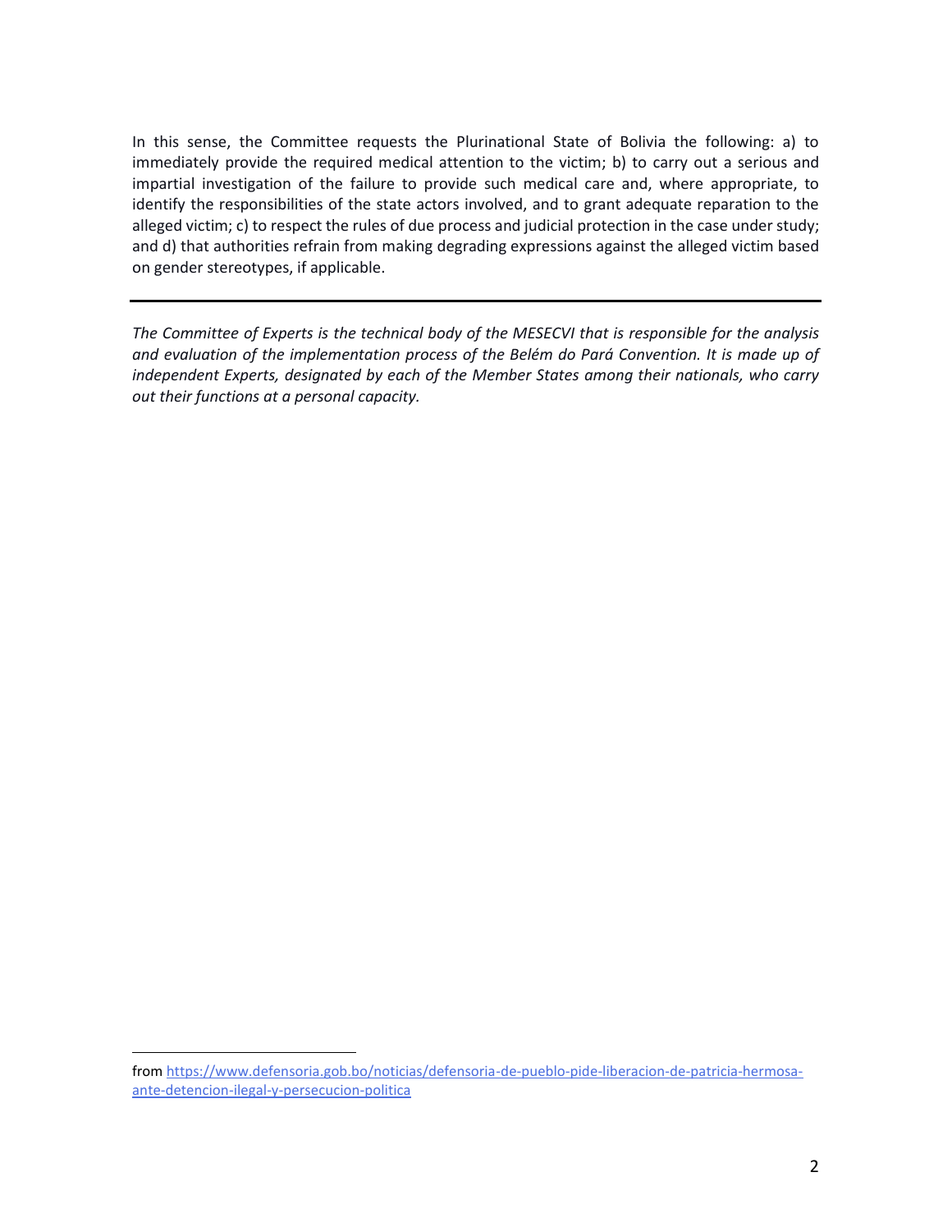In this sense, the Committee requests the Plurinational State of Bolivia the following: a) to immediately provide the required medical attention to the victim; b) to carry out a serious and impartial investigation of the failure to provide such medical care and, where appropriate, to identify the responsibilities of the state actors involved, and to grant adequate reparation to the alleged victim; c) to respect the rules of due process and judicial protection in the case under study; and d) that authorities refrain from making degrading expressions against the alleged victim based on gender stereotypes, if applicable.

---

*The Committee of Experts is the technical body of the MESECVI that is responsible for the analysis and evaluation of the implementation process of the Belém do Pará Convention. It is made up of independent Experts, designated by each of the Member States among their nationals, who carry out their functions at a personal capacity.*

---

from https://www.defensoria.gob.bo/noticias/defensoria-de-pueblo-pide-liberacion-de-patricia-hermosa-ante-detencion-ilegal-y-persecucion-politica